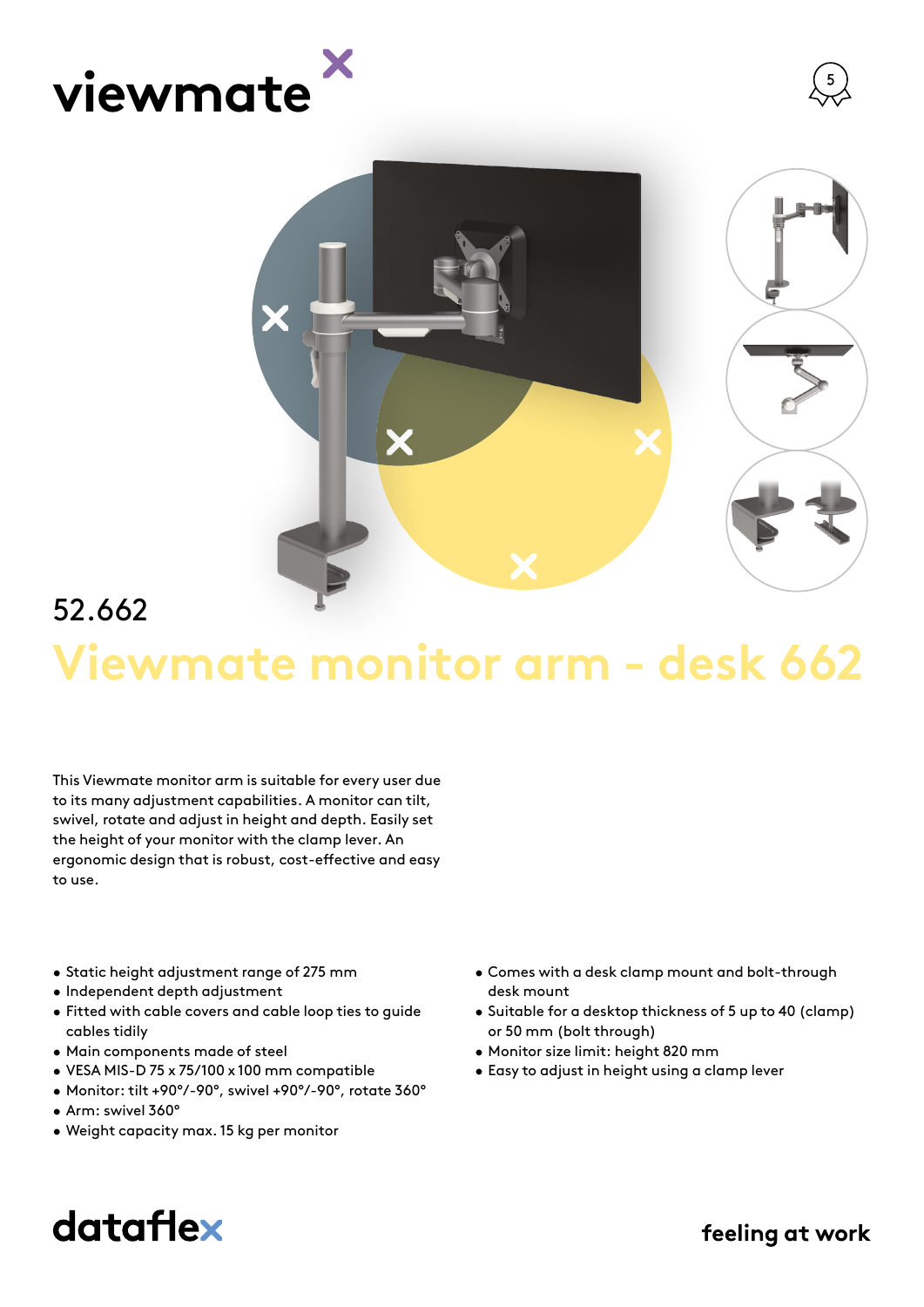viewmate

52.662

# Viewmate monitor arm - desk 662

This Viewmate monitor arm is suitable for every user due to its many adjustment capabilities. A monitor can tilt, swivel, rotate and adjust in height and depth. Easily set the height of your monitor with the clamp lever. An ergonomic design that is robust, cost-effective and easy to use.

- Static height adjustment range of 275 mm
- Independent depth adjustment
- Fitted with cable covers and cable loop ties to guide cables tidily
- Main components made of steel
- VESA MIS-D 75 x 75/100 x 100 mm compatible
- Monitor: tilt +90°/-90°, swivel +90°/-90°, rotate 360°
- Arm: swivel 360°
- Weight capacity max. 15 kg per monitor
- Comes with a desk clamp mount and bolt-through desk mount
- Suitable for a desktop thickness of 5 up to 40 (clamp) or 50 mm (bolt through)
- Monitor size limit: height 820 mm
- Easy to adjust in height using a clamp lever

dataflex

feeling at work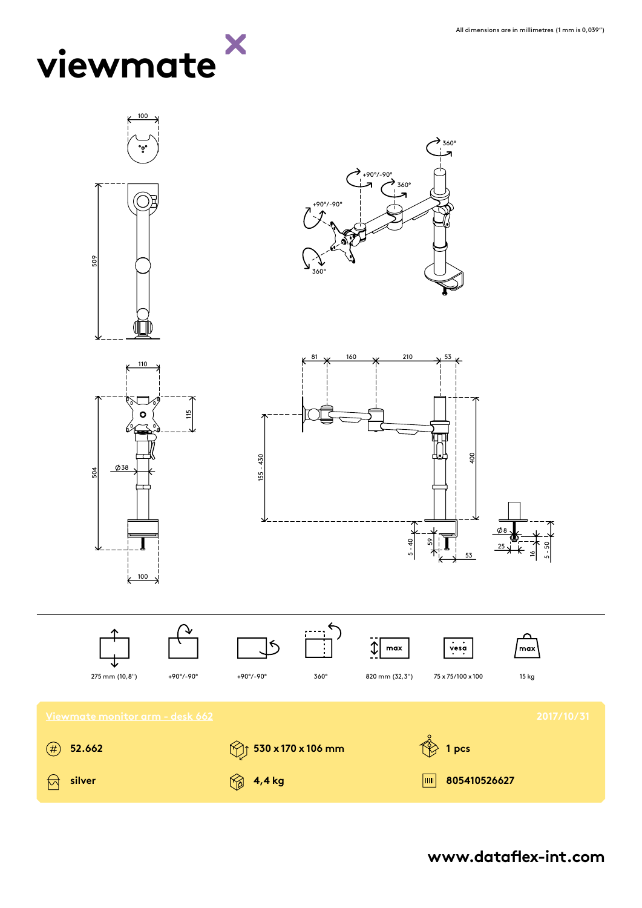All dimensions are in millimetres (1 mm is 0,039")

# viewmate

100

509

360°

+90°/-90°

360°

+90°/-90°

360°

110

115

504

Ø38

100

81 160 210 53

155 - 430

400

5 - 40

59

53

Ø8

25

16

5 - 50

275 mm (10,8")

+90°/-90°

+90°/-90°

360°

max 820 mm (32,3")

vesa 75 x 75/100 x 100

max 15 kg

Viewmate monitor arm - desk 662

2017/10/31

| | | |
|---|---|---|
| 52.662 | 530 x 170 x 106 mm | 1 pcs |
| silver | 4,4 kg | 805410526627 |

www.dataflex-int.com